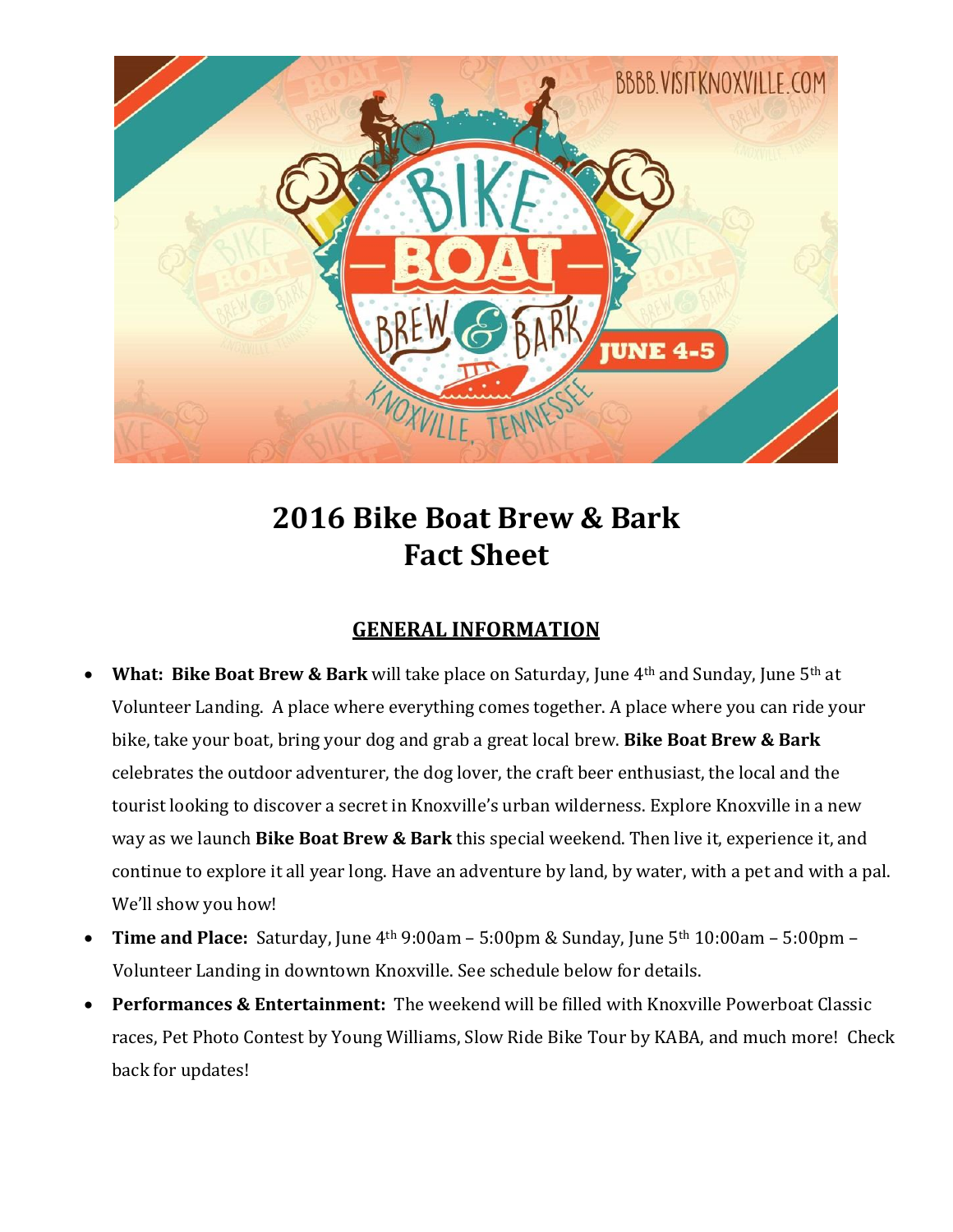# 2016 Bike Boat Brew & Bark
# Fact Sheet

## GENERAL INFORMATION

- **What: Bike Boat Brew & Bark** will take place on Saturday, June 4th and Sunday, June 5th at Volunteer Landing. A place where everything comes together. A place where you can ride your bike, take your boat, bring your dog and grab a great local brew. **Bike Boat Brew & Bark** celebrates the outdoor adventurer, the dog lover, the craft beer enthusiast, the local and the tourist looking to discover a secret in Knoxville's urban wilderness. Explore Knoxville in a new way as we launch **Bike Boat Brew & Bark** this special weekend. Then live it, experience it, and continue to explore it all year long. Have an adventure by land, by water, with a pet and with a pal. We'll show you how!
- **Time and Place:** Saturday, June 4th 9:00am – 5:00pm & Sunday, June 5th 10:00am – 5:00pm – Volunteer Landing in downtown Knoxville. See schedule below for details.
- **Performances & Entertainment:** The weekend will be filled with Knoxville Powerboat Classic races, Pet Photo Contest by Young Williams, Slow Ride Bike Tour by KABA, and much more! Check back for updates!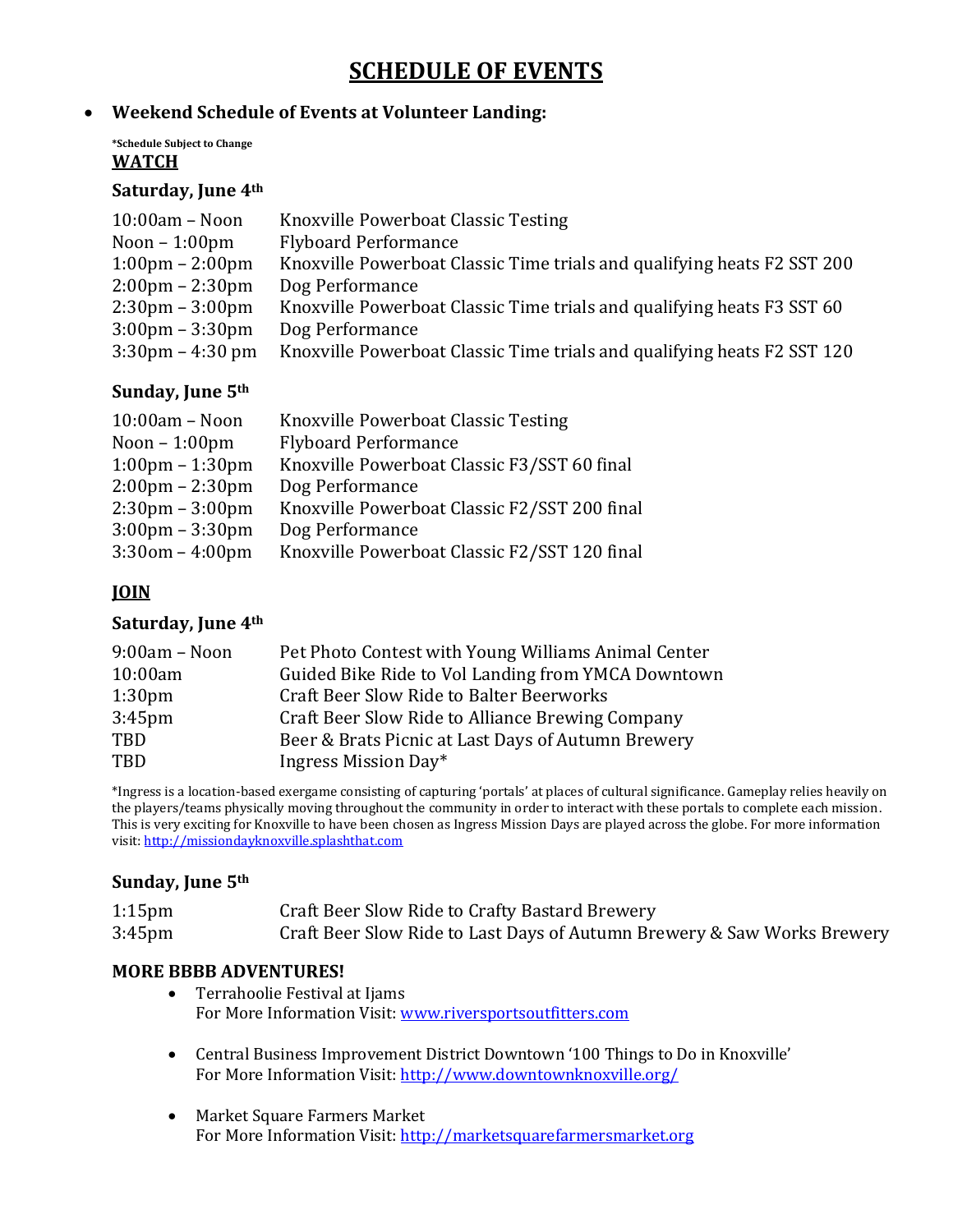# SCHEDULE OF EVENTS

- **Weekend Schedule of Events at Volunteer Landing:**

***Schedule Subject to Change**

## WATCH

### Saturday, June 4th

| | |
|---|---|
| 10:00am – Noon | Knoxville Powerboat Classic Testing |
| Noon – 1:00pm | Flyboard Performance |
| 1:00pm – 2:00pm | Knoxville Powerboat Classic Time trials and qualifying heats F2 SST 200 |
| 2:00pm – 2:30pm | Dog Performance |
| 2:30pm – 3:00pm | Knoxville Powerboat Classic Time trials and qualifying heats F3 SST 60 |
| 3:00pm – 3:30pm | Dog Performance |
| 3:30pm – 4:30 pm | Knoxville Powerboat Classic Time trials and qualifying heats F2 SST 120 |

### Sunday, June 5th

| | |
|---|---|
| 10:00am – Noon | Knoxville Powerboat Classic Testing |
| Noon – 1:00pm | Flyboard Performance |
| 1:00pm – 1:30pm | Knoxville Powerboat Classic F3/SST 60 final |
| 2:00pm – 2:30pm | Dog Performance |
| 2:30pm – 3:00pm | Knoxville Powerboat Classic F2/SST 200 final |
| 3:00pm – 3:30pm | Dog Performance |
| 3:30om – 4:00pm | Knoxville Powerboat Classic F2/SST 120 final |

## JOIN

### Saturday, June 4th

| | |
|---|---|
| 9:00am – Noon | Pet Photo Contest with Young Williams Animal Center |
| 10:00am | Guided Bike Ride to Vol Landing from YMCA Downtown |
| 1:30pm | Craft Beer Slow Ride to Balter Beerworks |
| 3:45pm | Craft Beer Slow Ride to Alliance Brewing Company |
| TBD | Beer & Brats Picnic at Last Days of Autumn Brewery |
| TBD | Ingress Mission Day* |

*Ingress is a location-based exergame consisting of capturing 'portals' at places of cultural significance. Gameplay relies heavily on the players/teams physically moving throughout the community in order to interact with these portals to complete each mission. This is very exciting for Knoxville to have been chosen as Ingress Mission Days are played across the globe. For more information visit: http://missiondayknoxville.splashthat.com

### Sunday, June 5th

| | |
|---|---|
| 1:15pm | Craft Beer Slow Ride to Crafty Bastard Brewery |
| 3:45pm | Craft Beer Slow Ride to Last Days of Autumn Brewery & Saw Works Brewery |

### MORE BBBB ADVENTURES!

- Terrahoolie Festival at Ijams
  For More Information Visit: www.riversportsoutfitters.com

- Central Business Improvement District Downtown '100 Things to Do in Knoxville'
  For More Information Visit: http://www.downtownknoxville.org/

- Market Square Farmers Market
  For More Information Visit: http://marketsquarefarmersmarket.org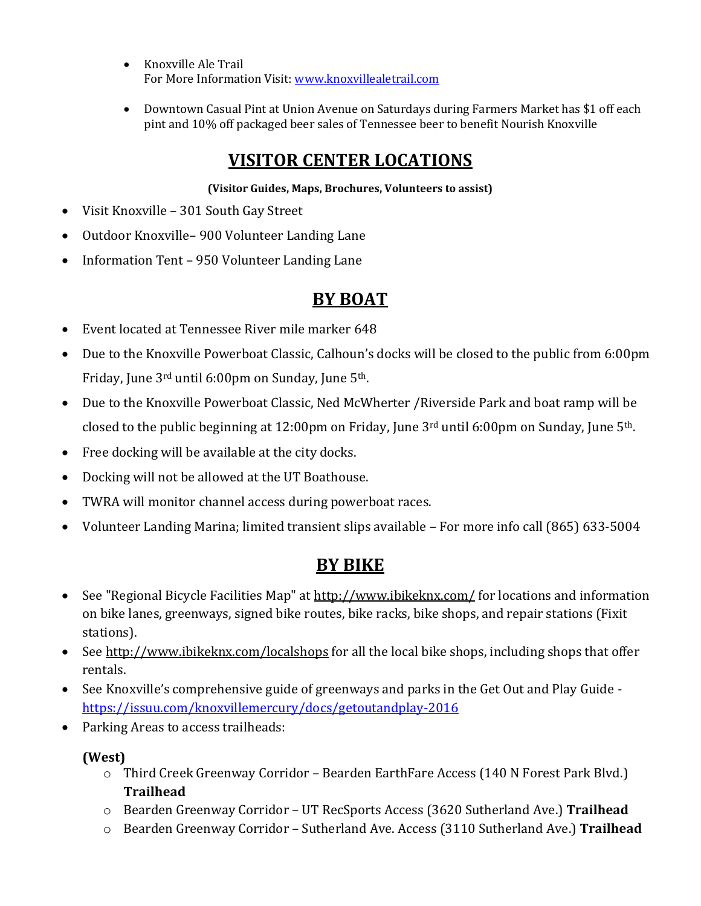- Knoxville Ale Trail
  For More Information Visit: www.knoxvillealetrail.com

- Downtown Casual Pint at Union Avenue on Saturdays during Farmers Market has $1 off each pint and 10% off packaged beer sales of Tennessee beer to benefit Nourish Knoxville

## VISITOR CENTER LOCATIONS

**(Visitor Guides, Maps, Brochures, Volunteers to assist)**

- Visit Knoxville – 301 South Gay Street
- Outdoor Knoxville– 900 Volunteer Landing Lane
- Information Tent – 950 Volunteer Landing Lane

## BY BOAT

- Event located at Tennessee River mile marker 648
- Due to the Knoxville Powerboat Classic, Calhoun's docks will be closed to the public from 6:00pm Friday, June 3rd until 6:00pm on Sunday, June 5th.
- Due to the Knoxville Powerboat Classic, Ned McWherter /Riverside Park and boat ramp will be closed to the public beginning at 12:00pm on Friday, June 3rd until 6:00pm on Sunday, June 5th.
- Free docking will be available at the city docks.
- Docking will not be allowed at the UT Boathouse.
- TWRA will monitor channel access during powerboat races.
- Volunteer Landing Marina; limited transient slips available – For more info call (865) 633-5004

## BY BIKE

- See "Regional Bicycle Facilities Map" at http://www.ibikeknx.com/ for locations and information on bike lanes, greenways, signed bike routes, bike racks, bike shops, and repair stations (Fixit stations).
- See http://www.ibikeknx.com/localshops for all the local bike shops, including shops that offer rentals.
- See Knoxville's comprehensive guide of greenways and parks in the Get Out and Play Guide - https://issuu.com/knoxvillemercury/docs/getoutandplay-2016
- Parking Areas to access trailheads:

  **(West)**
  - Third Creek Greenway Corridor – Bearden EarthFare Access (140 N Forest Park Blvd.) **Trailhead**
  - Bearden Greenway Corridor – UT RecSports Access (3620 Sutherland Ave.) **Trailhead**
  - Bearden Greenway Corridor – Sutherland Ave. Access (3110 Sutherland Ave.) **Trailhead**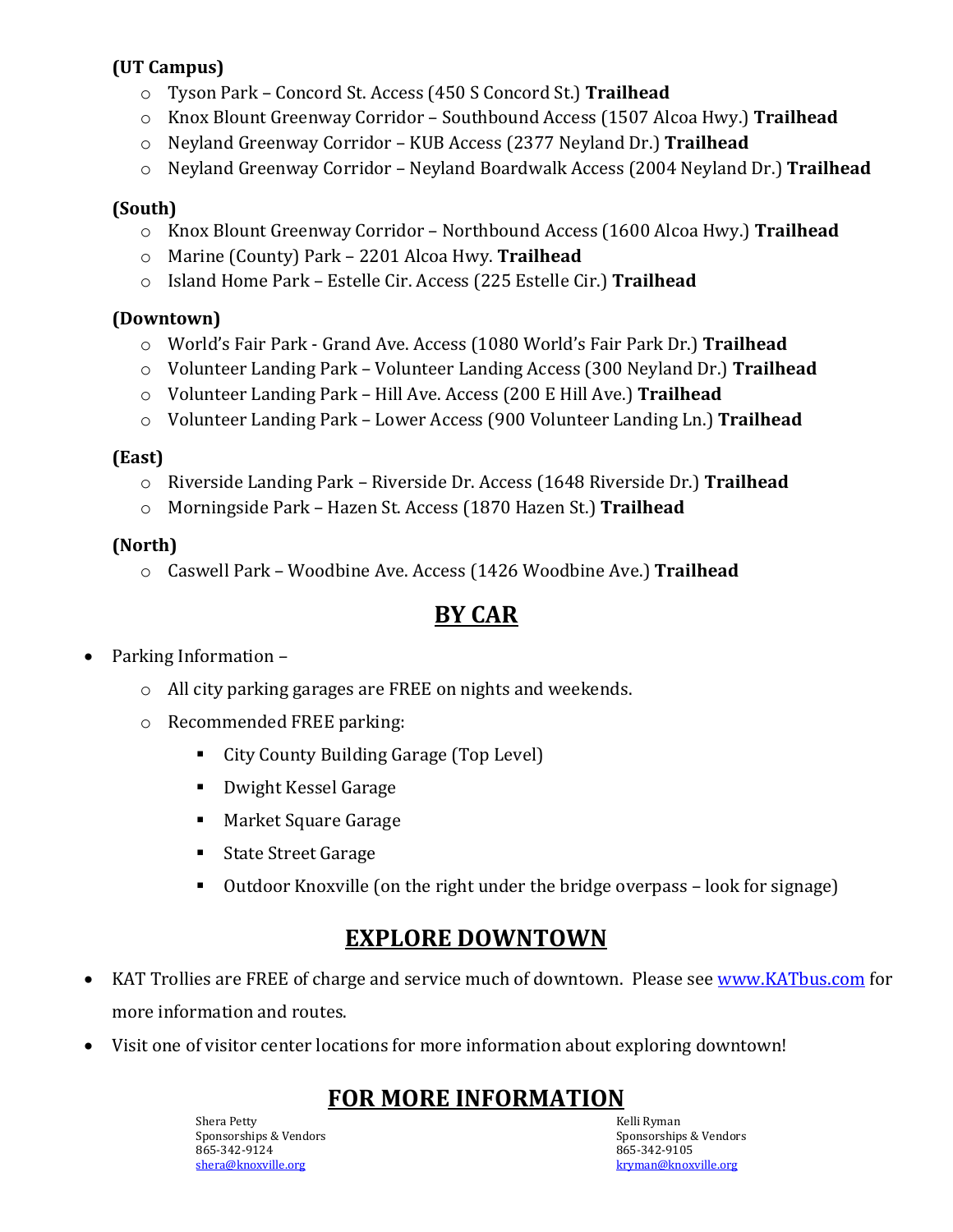**(UT Campus)**

- Tyson Park – Concord St. Access (450 S Concord St.) **Trailhead**
- Knox Blount Greenway Corridor – Southbound Access (1507 Alcoa Hwy.) **Trailhead**
- Neyland Greenway Corridor – KUB Access (2377 Neyland Dr.) **Trailhead**
- Neyland Greenway Corridor – Neyland Boardwalk Access (2004 Neyland Dr.) **Trailhead**

**(South)**

- Knox Blount Greenway Corridor – Northbound Access (1600 Alcoa Hwy.) **Trailhead**
- Marine (County) Park – 2201 Alcoa Hwy. **Trailhead**
- Island Home Park – Estelle Cir. Access (225 Estelle Cir.) **Trailhead**

**(Downtown)**

- World's Fair Park - Grand Ave. Access (1080 World's Fair Park Dr.) **Trailhead**
- Volunteer Landing Park – Volunteer Landing Access (300 Neyland Dr.) **Trailhead**
- Volunteer Landing Park – Hill Ave. Access (200 E Hill Ave.) **Trailhead**
- Volunteer Landing Park – Lower Access (900 Volunteer Landing Ln.) **Trailhead**

**(East)**

- Riverside Landing Park – Riverside Dr. Access (1648 Riverside Dr.) **Trailhead**
- Morningside Park – Hazen St. Access (1870 Hazen St.) **Trailhead**

**(North)**

- Caswell Park – Woodbine Ave. Access (1426 Woodbine Ave.) **Trailhead**

## BY CAR

- Parking Information –
  - All city parking garages are FREE on nights and weekends.
  - Recommended FREE parking:
    - City County Building Garage (Top Level)
    - Dwight Kessel Garage
    - Market Square Garage
    - State Street Garage
    - Outdoor Knoxville (on the right under the bridge overpass – look for signage)

## EXPLORE DOWNTOWN

- KAT Trollies are FREE of charge and service much of downtown. Please see www.KATbus.com for more information and routes.
- Visit one of visitor center locations for more information about exploring downtown!

## FOR MORE INFORMATION

Shera Petty
Sponsorships & Vendors
865-342-9124
shera@knoxville.org

Kelli Ryman
Sponsorships & Vendors
865-342-9105
kryman@knoxville.org